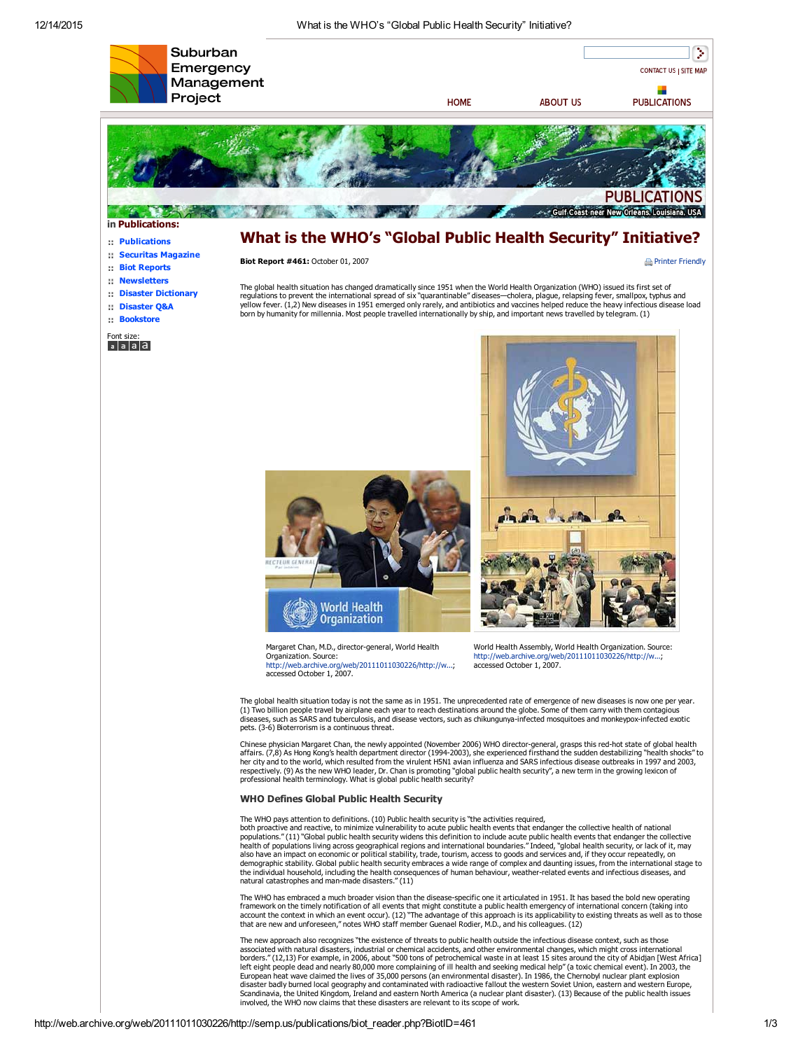# What is the WHO's "Global Public Health Security" Initiative?

**Biot Report #461:** October 01, 2007

The global health situation has changed dramatically since 1951 when the World Health Organization (WHO) issued its first set of regulations to prevent the international spread of six "quarantinable" diseases—cholera, plague, relapsing fever, smallpox, typhus and yellow fever. (1,2) New diseases in 1951 emerged only rarely, and antibiotics and vaccines helped reduce the heavy infectious disease load born by humanity for millennia. Most people travelled internationally by ship, and important news travelled by telegram. (1)

Margaret Chan, M.D., director-general, World Health Organization. Source: http://web.archive.org/web/20111011030226/http://w...; accessed October 1, 2007.

World Health Assembly, World Health Organization. Source: http://web.archive.org/web/20111011030226/http://w...; accessed October 1, 2007.

The global health situation today is not the same as in 1951. The unprecedented rate of emergence of new diseases is now one per year. (1) Two billion people travel by airplane each year to reach destinations around the globe. Some of them carry with them contagious diseases, such as SARS and tuberculosis, and disease vectors, such as chikungunya-infected mosquitoes and monkeypox-infected exotic pets. (3-6) Bioterrorism is a continuous threat.

Chinese physician Margaret Chan, the newly appointed (November 2006) WHO director-general, grasps this red-hot state of global health affairs. (7,8) As Hong Kong's health department director (1994-2003), she experienced firsthand the sudden destabilizing "health shocks" to her city and to the world, which resulted from the virulent H5N1 avian influenza and SARS infectious disease outbreaks in 1997 and 2003, respectively. (9) As the new WHO leader, Dr. Chan is promoting "global public health security", a new term in the growing lexicon of professional health terminology. What is global public health security?

### WHO Defines Global Public Health Security

The WHO pays attention to definitions. (10) Public health security is "the activities required, both proactive and reactive, to minimize vulnerability to acute public health events that endanger the collective health of national populations." (11) "Global public health security widens this definition to include acute public health events that endanger the collective health of populations living across geographical regions and international boundaries." Indeed, "global health security, or lack of it, may also have an impact on economic or political stability, trade, tourism, access to goods and services and, if they occur repeatedly, on demographic stability. Global public health security embraces a wide range of complex and daunting issues, from the international stage to the individual household, including the health consequences of human behaviour, weather-related events and infectious diseases, and natural catastrophes and man-made disasters." (11)

The WHO has embraced a much broader vision than the disease-specific one it articulated in 1951. It has based the bold new operating framework on the timely notification of all events that might constitute a public health emergency of international concern (taking into account the context in which an event occur). (12) "The advantage of this approach is its applicability to existing threats as well as to those that are new and unforeseen," notes WHO staff member Guenael Rodier, M.D., and his colleagues. (12)

The new approach also recognizes "the existence of threats to public health outside the infectious disease context, such as those associated with natural disasters, industrial or chemical accidents, and other environmental changes, which might cross international borders." (12,13) For example, in 2006, about "500 tons of petrochemical waste in at least 15 sites around the city of Abidjan [West Africa] left eight people dead and nearly 80,000 more complaining of ill health and seeking medical help" (a toxic chemical event). In 2003, the European heat wave claimed the lives of 35,000 persons (an environmental disaster). In 1986, the Chernobyl nuclear plant explosion disaster badly burned local geography and contaminated with radioactive fallout the western Soviet Union, eastern and western Europe, Scandinavia, the United Kingdom, Ireland and eastern North America (a nuclear plant disaster). (13) Because of the public health issues involved, the WHO now claims that these disasters are relevant to its scope of work.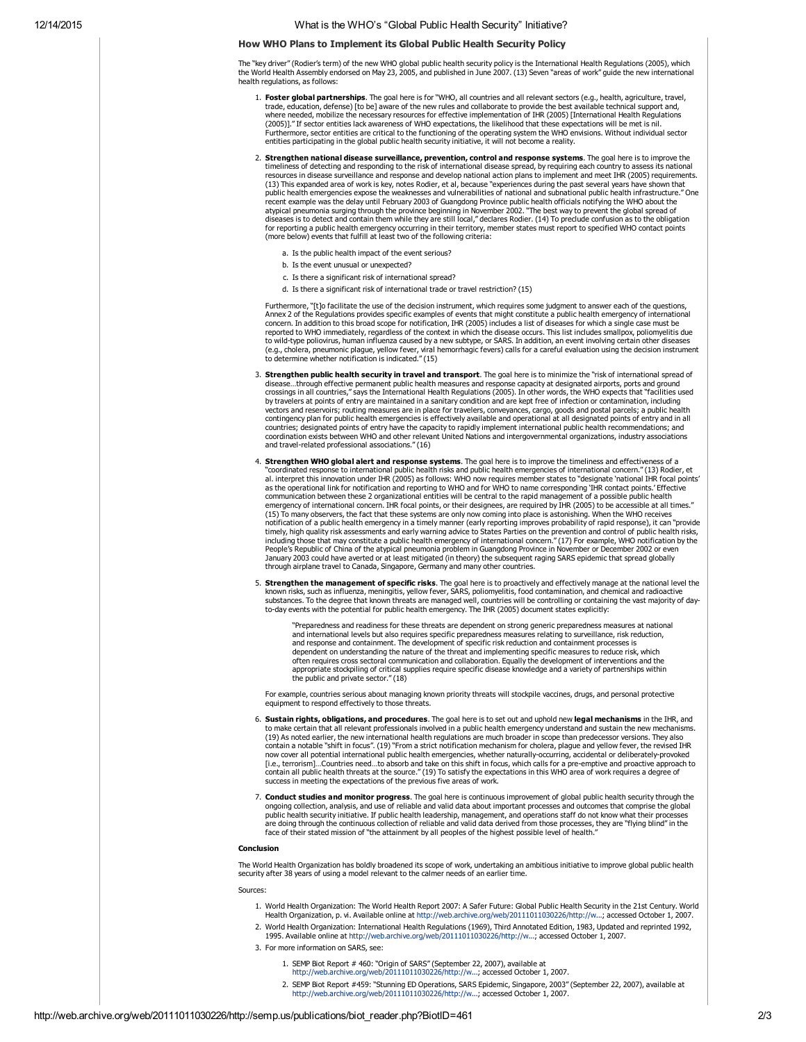### How WHO Plans to Implement its Global Public Health Security Policy

The "key driver" (Rodier's term) of the new WHO global public health security policy is the International Health Regulations (2005), which the World Health Assembly endorsed on May 23, 2005, and published in June 2007. (13) Seven "areas of work" guide the new international health regulations, as follows:

1. **Foster global partnerships**. The goal here is for "WHO, all countries and all relevant sectors (e.g., health, agriculture, travel, trade, education, defense) [to be] aware of the new rules and collaborate to provide the best available technical support and, where needed, mobilize the necessary resources for effective implementation of IHR (2005) [International Health Regulations (2005)]." If sector entities lack awareness of WHO expectations, the likelihood that these expectations will be met is nil. Furthermore, sector entities are critical to the functioning of the operating system the WHO envisions. Without individual sector entities participating in the global public health security initiative, it will not become a reality.

2. **Strengthen national disease surveillance, prevention, control and response systems**. The goal here is to improve the timeliness of detecting and responding to the risk of international disease spread, by requiring each country to assess its national resources in disease surveillance and response and develop national action plans to implement and meet IHR (2005) requirements. (13) This expanded area of work is key, notes Rodier, et al, because "experiences during the past several years have shown that public health emergencies expose the weaknesses and vulnerabilities of national and subnational public health infrastructure." One recent example was the delay until February 2003 of Guangdong Province public health officials notifying the WHO about the atypical pneumonia surging through the province beginning in November 2002. "The best way to prevent the global spread of diseases is to detect and contain them while they are still local," declares Rodier. (14) To preclude confusion as to the obligation for reporting a public health emergency occurring in their territory, member states must report to specified WHO contact points (more below) events that fulfill at least two of the following criteria:

   a. Is the public health impact of the event serious?
   b. Is the event unusual or unexpected?
   c. Is there a significant risk of international spread?
   d. Is there a significant risk of international trade or travel restriction? (15)

   Furthermore, "[t]o facilitate the use of the decision instrument, which requires some judgment to answer each of the questions, Annex 2 of the Regulations provides specific examples of events that might constitute a public health emergency of international concern. In addition to this broad scope for notification, IHR (2005) includes a list of diseases for which a single case must be reported to WHO immediately, regardless of the context in which the disease occurs. This list includes smallpox, poliomyelitis due to wild-type poliovirus, human influenza caused by a new subtype, or SARS. In addition, an event involving certain other diseases (e.g., cholera, pneumonic plague, yellow fever, viral hemorrhagic fevers) calls for a careful evaluation using the decision instrument to determine whether notification is indicated." (15)

3. **Strengthen public health security in travel and transport**. The goal here is to minimize the "risk of international spread of disease…through effective permanent public health measures and response capacity at designated airports, ports and ground crossings in all countries," says the International Health Regulations (2005). In other words, the WHO expects that "facilities used by travelers at points of entry are maintained in a sanitary condition and are kept free of infection or contamination, including vectors and reservoirs; routing measures are in place for travelers, conveyances, cargo, goods and postal parcels; a public health contingency plan for public health emergencies is effectively available and operational at all designated points of entry and in all countries; designated points of entry have the capacity to rapidly implement international public health recommendations; and coordination exists between WHO and other relevant United Nations and intergovernmental organizations, industry associations and travel-related professional associations." (16)

4. **Strengthen WHO global alert and response systems**. The goal here is to improve the timeliness and effectiveness of a "coordinated response to international public health risks and public health emergencies of international concern." (13) Rodier, et al. interpret this innovation under IHR (2005) as follows: WHO now requires member states to "designate 'national IHR focal points' as the operational link for notification and reporting to WHO and for WHO to name corresponding 'IHR contact points.' Effective communication between these 2 organizational entities will be central to the rapid management of a possible public health emergency of international concern. IHR focal points, or their designees, are required by IHR (2005) to be accessible at all times." (15) To many observers, the fact that these systems are only now coming into place is astonishing. When the WHO receives notification of a public health emergency in a timely manner (early reporting improves probability of rapid response), it can "provide timely, high quality risk assessments and early warning advice to States Parties on the prevention and control of public health risks, including those that may constitute a public health emergency of international concern." (17) For example, WHO notification by the People's Republic of China of the atypical pneumonia problem in Guangdong Province in November or December 2002 or even January 2003 could have averted or at least mitigated (in theory) the subsequent raging SARS epidemic that spread globally through airplane travel to Canada, Singapore, Germany and many other countries.

5. **Strengthen the management of specific risks**. The goal here is to proactively and effectively manage at the national level the known risks, such as influenza, meningitis, yellow fever, SARS, poliomyelitis, food contamination, and chemical and radioactive substances. To the degree that known threats are managed well, countries will be controlling or containing the vast majority of day-to-day events with the potential for public health emergency. The IHR (2005) document states explicitly:

   > "Preparedness and readiness for these threats are dependent on strong generic preparedness measures at national and international levels but also requires specific preparedness measures relating to surveillance, risk reduction, and response and containment. The development of specific risk reduction and containment processes is dependent on understanding the nature of the threat and implementing specific measures to reduce risk, which often requires cross sectoral communication and collaboration. Equally the development of interventions and the appropriate stockpiling of critical supplies require specific disease knowledge and a variety of partnerships within the public and private sector." (18)

   For example, countries serious about managing known priority threats will stockpile vaccines, drugs, and personal protective equipment to respond effectively to those threats.

6. **Sustain rights, obligations, and procedures**. The goal here is to set out and uphold new **legal mechanisms** in the IHR, and to make certain that all relevant professionals involved in a public health emergency understand and sustain the new mechanisms. (19) As noted earlier, the new international health regulations are much broader in scope than predecessor versions. They also contain a notable "shift in focus". (19) "From a strict notification mechanism for cholera, plague and yellow fever, the revised IHR now cover all potential international public health emergencies, whether naturally-occurring, accidental or deliberately-provoked [i.e., terrorism]…Countries need…to absorb and take on this shift in focus, which calls for a pre-emptive and proactive approach to contain all public health threats at the source." (19) To satisfy the expectations in this WHO area of work requires a degree of success in meeting the expectations of the previous five areas of work.

7. **Conduct studies and monitor progress**. The goal here is continuous improvement of global public health security through the ongoing collection, analysis, and use of reliable and valid data about important processes and outcomes that comprise the global public health security initiative. If public health leadership, management, and operations staff do not know what their processes are doing through the continuous collection of reliable and valid data derived from those processes, they are "flying blind" in the face of their stated mission of "the attainment by all peoples of the highest possible level of health."

**Conclusion**

The World Health Organization has boldly broadened its scope of work, undertaking an ambitious initiative to improve global public health security after 38 years of using a model relevant to the calmer needs of an earlier time.

Sources:

1. World Health Organization: The World Health Report 2007: A Safer Future: Global Public Health Security in the 21st Century. World Health Organization, p. vi. Available online at http://web.archive.org/web/20111011030226/http://w...; accessed October 1, 2007.
2. World Health Organization: International Health Regulations (1969), Third Annotated Edition, 1983, Updated and reprinted 1992, 1995. Available online at http://web.archive.org/web/20111011030226/http://w...; accessed October 1, 2007.
3. For more information on SARS, see:
   1. SEMP Biot Report # 460: "Origin of SARS" (September 22, 2007), available at http://web.archive.org/web/20111011030226/http://w...; accessed October 1, 2007.
   2. SEMP Biot Report #459: "Stunning ED Operations, SARS Epidemic, Singapore, 2003" (September 22, 2007), available at http://web.archive.org/web/20111011030226/http://w...; accessed October 1, 2007.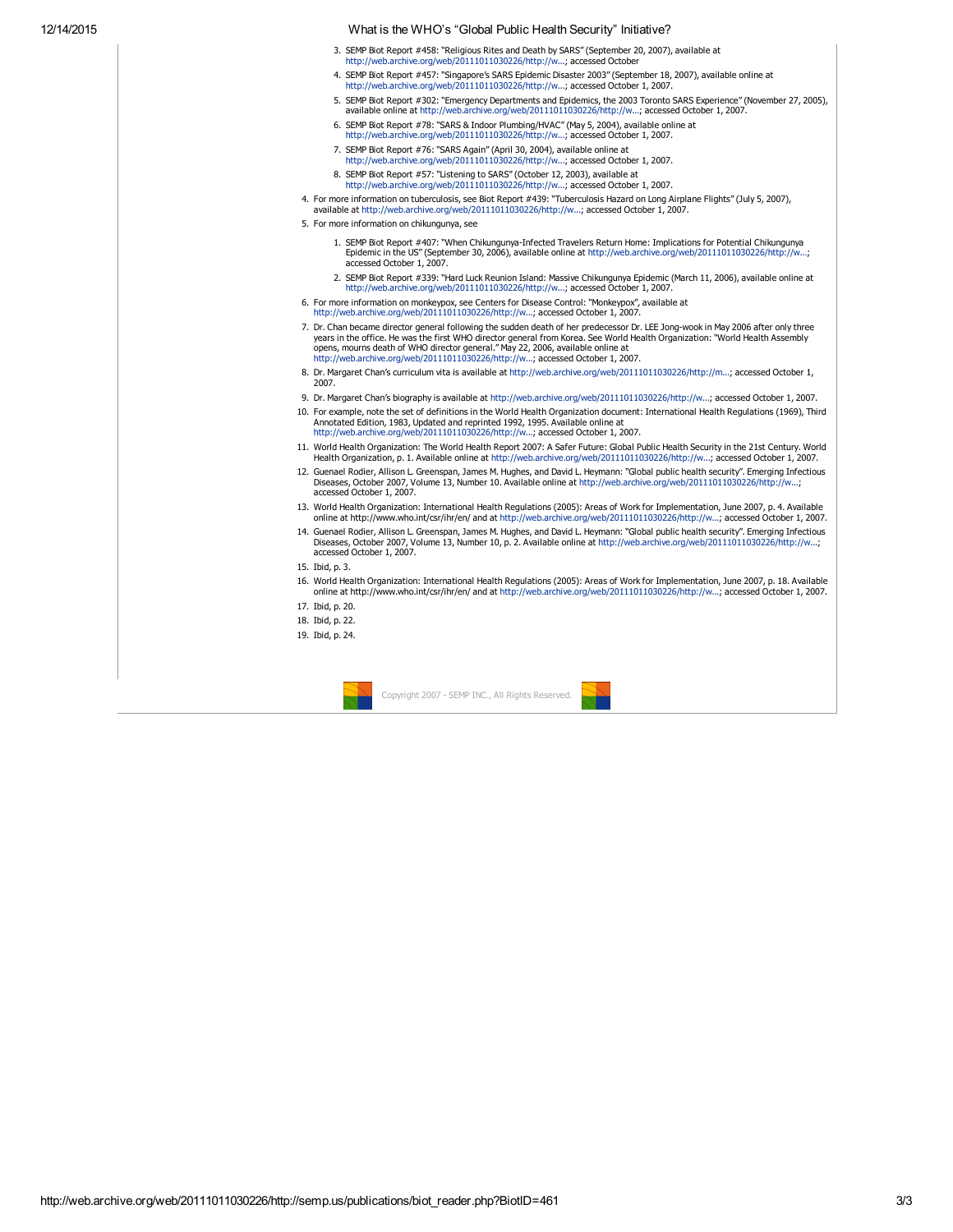3. SEMP Biot Report #458: "Religious Rites and Death by SARS" (September 20, 2007), available at http://web.archive.org/web/20111011030226/http://w...; accessed October
4. SEMP Biot Report #457: "Singapore's SARS Epidemic Disaster 2003" (September 18, 2007), available online at http://web.archive.org/web/20111011030226/http://w...; accessed October 1, 2007.
5. SEMP Biot Report #302: "Emergency Departments and Epidemics, the 2003 Toronto SARS Experience" (November 27, 2005), available online at http://web.archive.org/web/20111011030226/http://w...; accessed October 1, 2007.
6. SEMP Biot Report #78: "SARS & Indoor Plumbing/HVAC" (May 5, 2004), available online at http://web.archive.org/web/20111011030226/http://w...; accessed October 1, 2007.
7. SEMP Biot Report #76: "SARS Again" (April 30, 2004), available online at http://web.archive.org/web/20111011030226/http://w...; accessed October 1, 2007.
8. SEMP Biot Report #57: "Listening to SARS" (October 12, 2003), available at http://web.archive.org/web/20111011030226/http://w...; accessed October 1, 2007.

4. For more information on tuberculosis, see Biot Report #439: "Tuberculosis Hazard on Long Airplane Flights" (July 5, 2007), available at http://web.archive.org/web/20111011030226/http://w...; accessed October 1, 2007.
5. For more information on chikungunya, see
   1. SEMP Biot Report #407: "When Chikungunya-Infected Travelers Return Home: Implications for Potential Chikungunya Epidemic in the US" (September 30, 2006), available online at http://web.archive.org/web/20111011030226/http://w...; accessed October 1, 2007.
   2. SEMP Biot Report #339: "Hard Luck Reunion Island: Massive Chikungunya Epidemic (March 11, 2006), available online at http://web.archive.org/web/20111011030226/http://w...; accessed October 1, 2007.
6. For more information on monkeypox, see Centers for Disease Control: "Monkeypox", available at http://web.archive.org/web/20111011030226/http://w...; accessed October 1, 2007.
7. Dr. Chan became director general following the sudden death of her predecessor Dr. LEE Jong-wook in May 2006 after only three years in the office. He was the first WHO director general from Korea. See World Health Organization: "World Health Assembly opens, mourns death of WHO director general." May 22, 2006, available online at http://web.archive.org/web/20111011030226/http://w...; accessed October 1, 2007.
8. Dr. Margaret Chan's curriculum vita is available at http://web.archive.org/web/20111011030226/http://m...; accessed October 1, 2007.
9. Dr. Margaret Chan's biography is available at http://web.archive.org/web/20111011030226/http://w...; accessed October 1, 2007.
10. For example, note the set of definitions in the World Health Organization document: International Health Regulations (1969), Third Annotated Edition, 1983, Updated and reprinted 1992, 1995. Available online at http://web.archive.org/web/20111011030226/http://w...; accessed October 1, 2007.
11. World Health Organization: The World Health Report 2007: A Safer Future: Global Public Health Security in the 21st Century. World Health Organization, p. 1. Available online at http://web.archive.org/web/20111011030226/http://w...; accessed October 1, 2007.
12. Guenael Rodier, Allison L. Greenspan, James M. Hughes, and David L. Heymann: "Global public health security". Emerging Infectious Diseases, October 2007, Volume 13, Number 10. Available online at http://web.archive.org/web/20111011030226/http://w...; accessed October 1, 2007.
13. World Health Organization: International Health Regulations (2005): Areas of Work for Implementation, June 2007, p. 4. Available online at http://www.who.int/csr/ihr/en/ and at http://web.archive.org/web/20111011030226/http://w...; accessed October 1, 2007.
14. Guenael Rodier, Allison L. Greenspan, James M. Hughes, and David L. Heymann: "Global public health security". Emerging Infectious Diseases, October 2007, Volume 13, Number 10, p. 2. Available online at http://web.archive.org/web/20111011030226/http://w...; accessed October 1, 2007.
15. Ibid, p. 3.
16. World Health Organization: International Health Regulations (2005): Areas of Work for Implementation, June 2007, p. 18. Available online at http://www.who.int/csr/ihr/en/ and at http://web.archive.org/web/20111011030226/http://w...; accessed October 1, 2007.
17. Ibid, p. 20.
18. Ibid, p. 22.
19. Ibid, p. 24.

Copyright 2007 - SEMP INC., All Rights Reserved.